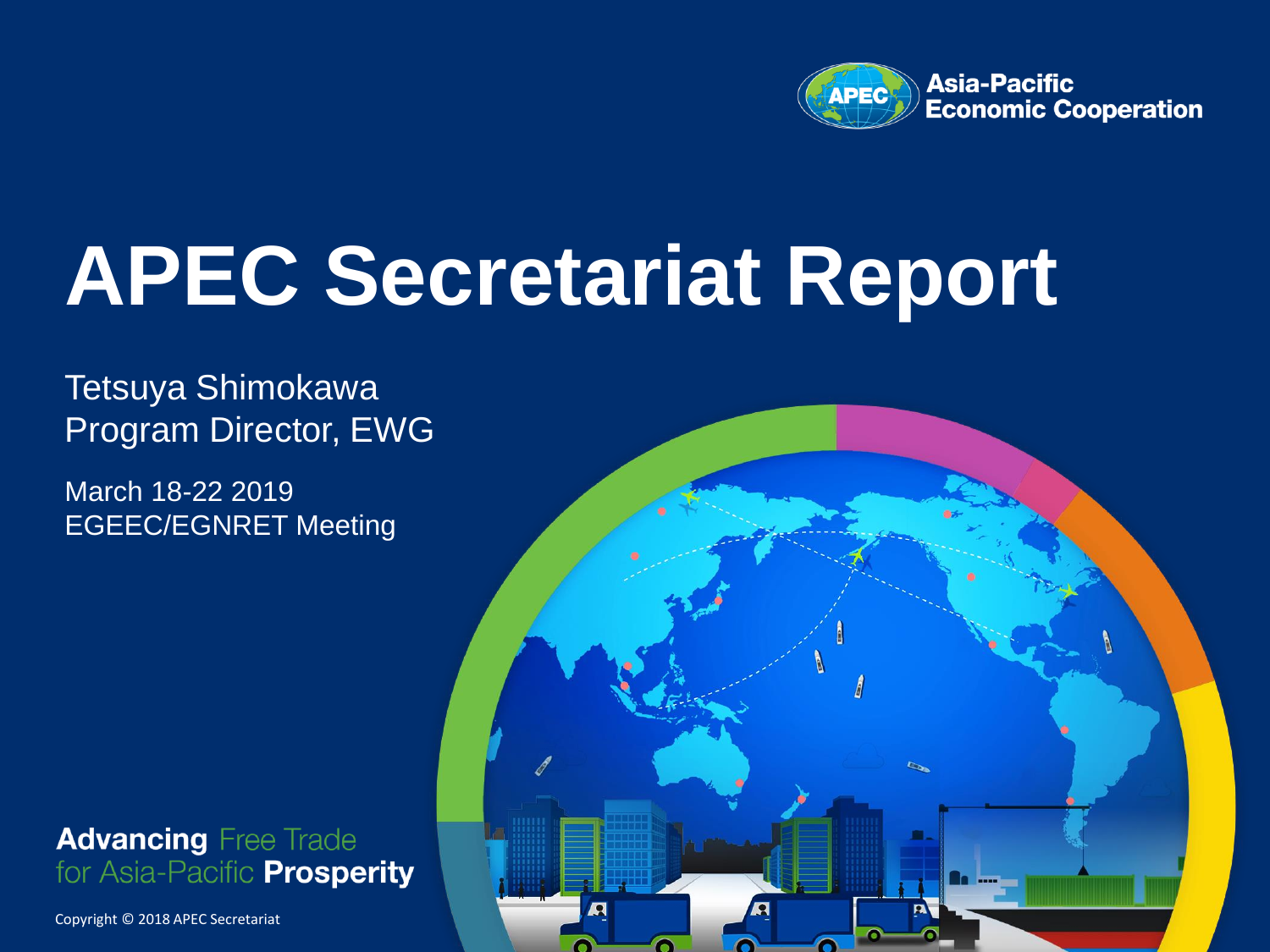Asia-Pacific Economic Cooperation

# APEC Secretariat Report

Tetsuya Shimokawa
Program Director, EWG

March 18-22 2019
EGEEC/EGNRET Meeting

**Advancing** Free Trade for Asia-Pacific **Prosperity**

Copyright © 2018 APEC Secretariat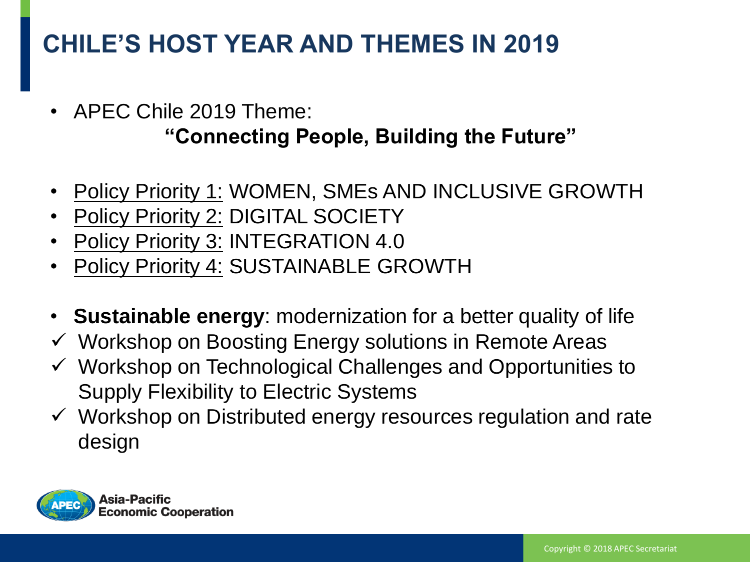# CHILE'S HOST YEAR AND THEMES IN 2019

- APEC Chile 2019 Theme:
  **"Connecting People, Building the Future"**

- Policy Priority 1: WOMEN, SMEs AND INCLUSIVE GROWTH
- Policy Priority 2: DIGITAL SOCIETY
- Policy Priority 3: INTEGRATION 4.0
- Policy Priority 4: SUSTAINABLE GROWTH

- **Sustainable energy**: modernization for a better quality of life
- ✓ Workshop on Boosting Energy solutions in Remote Areas
- ✓ Workshop on Technological Challenges and Opportunities to Supply Flexibility to Electric Systems
- ✓ Workshop on Distributed energy resources regulation and rate design

Asia-Pacific Economic Cooperation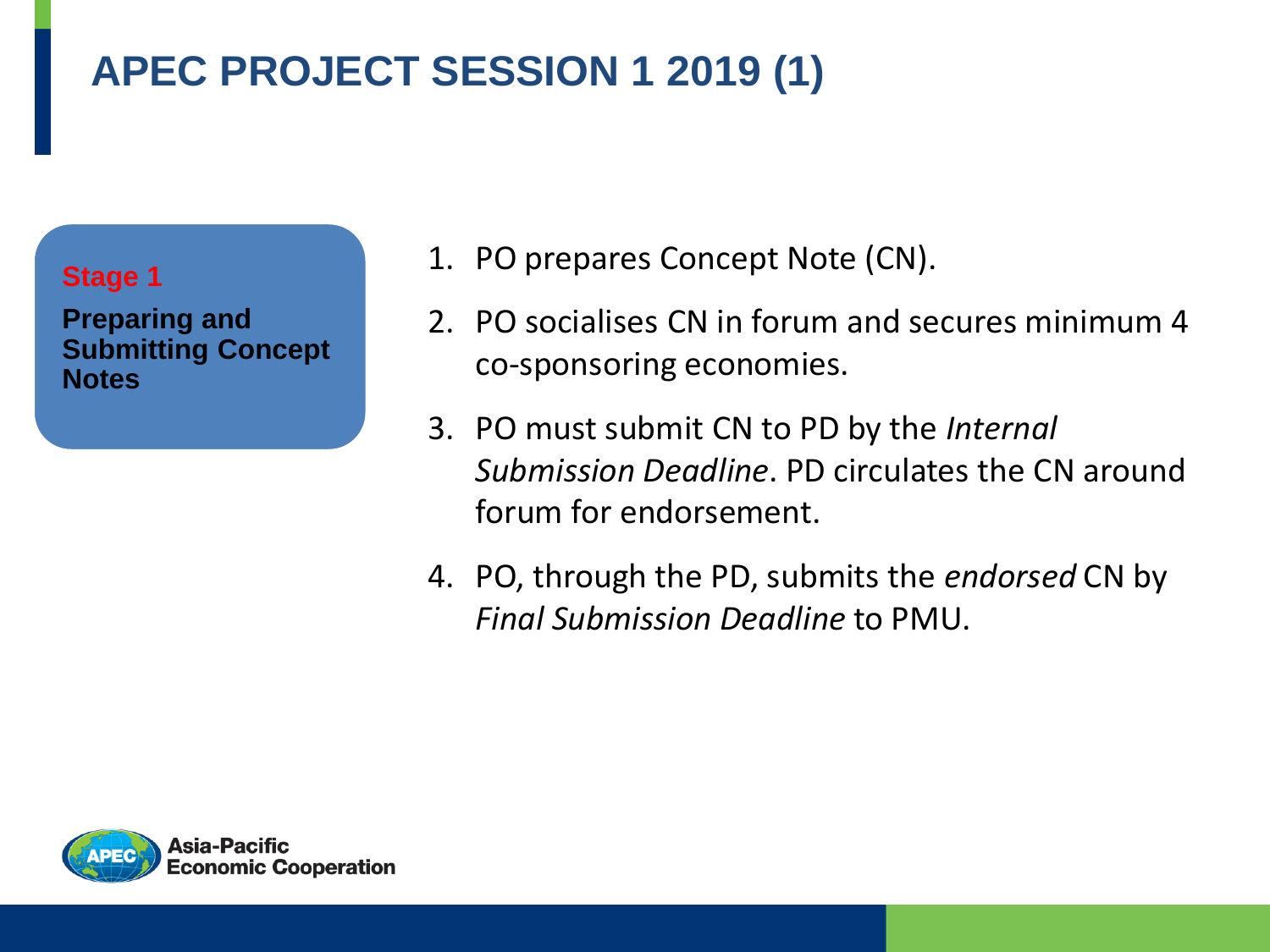# APEC PROJECT SESSION 1 2019 (1)

**Stage 1**

**Preparing and Submitting Concept Notes**

1. PO prepares Concept Note (CN).
2. PO socialises CN in forum and secures minimum 4 co-sponsoring economies.
3. PO must submit CN to PD by the *Internal Submission Deadline*. PD circulates the CN around forum for endorsement.
4. PO, through the PD, submits the *endorsed* CN by *Final Submission Deadline* to PMU.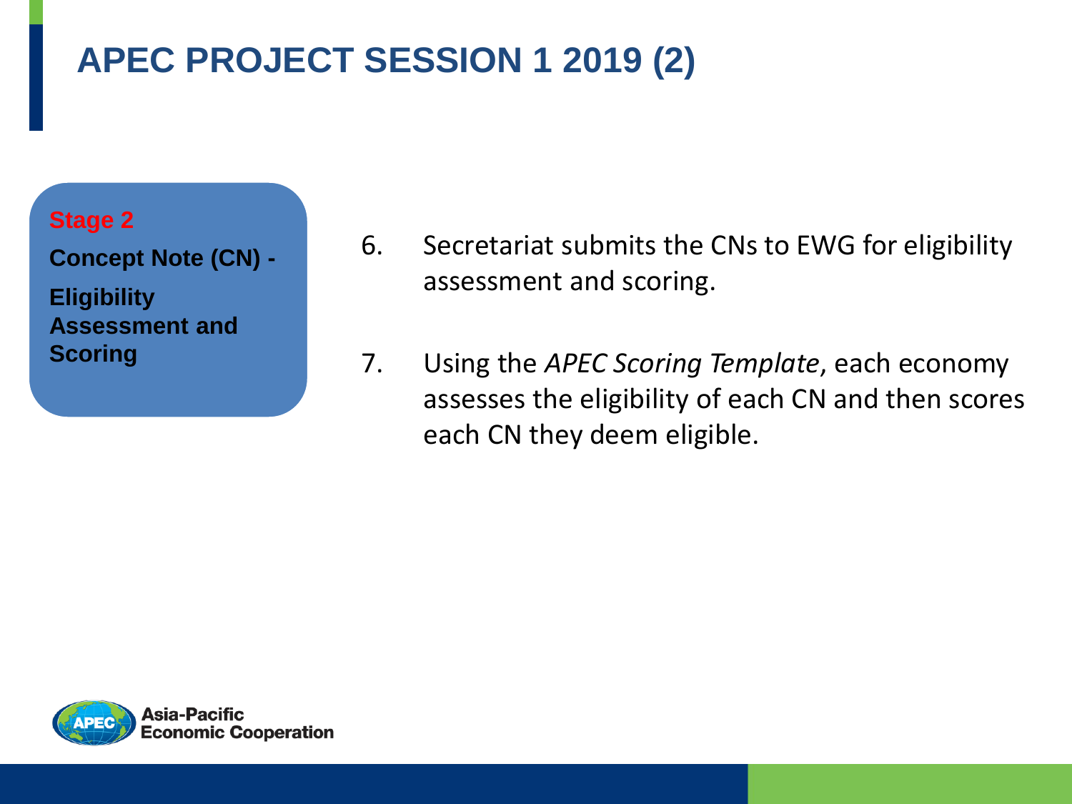# APEC PROJECT SESSION 1 2019 (2)

**Stage 2**

**Concept Note (CN) -**

**Eligibility Assessment and Scoring**

6. Secretariat submits the CNs to EWG for eligibility assessment and scoring.

7. Using the *APEC Scoring Template*, each economy assesses the eligibility of each CN and then scores each CN they deem eligible.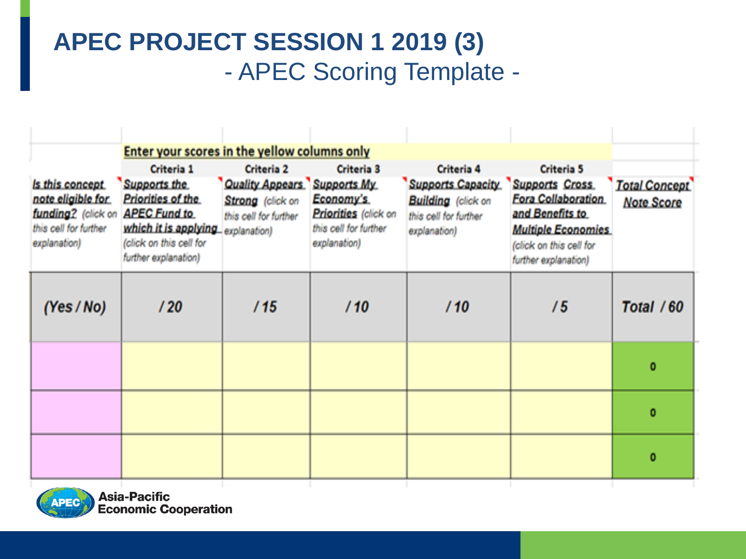# APEC PROJECT SESSION 1 2019 (3)

## - APEC Scoring Template -

| | Enter your scores in the yellow columns only | | | | | |
|---|---|---|---|---|---|---|
| | Criteria 1 | Criteria 2 | Criteria 3 | Criteria 4 | Criteria 5 | |
| Is this concept note eligible for funding? (click on this cell for further explanation) | Supports the Priorities of the APEC Fund to which it is applying (click on this cell for further explanation) | Quality Appears Strong (click on this cell for further explanation) | Supports My Economy's Priorities (click on this cell for further explanation) | Supports Capacity Building (click on this cell for further explanation) | Supports Cross Fora Collaboration and Benefits to Multiple Economies (click on this cell for further explanation) | Total Concept Note Score |
| *(Yes / No)* | */ 20* | */ 15* | */ 10* | */ 10* | */ 5* | *Total / 60* |
| | | | | | | 0 |
| | | | | | | 0 |
| | | | | | | 0 |

Asia-Pacific Economic Cooperation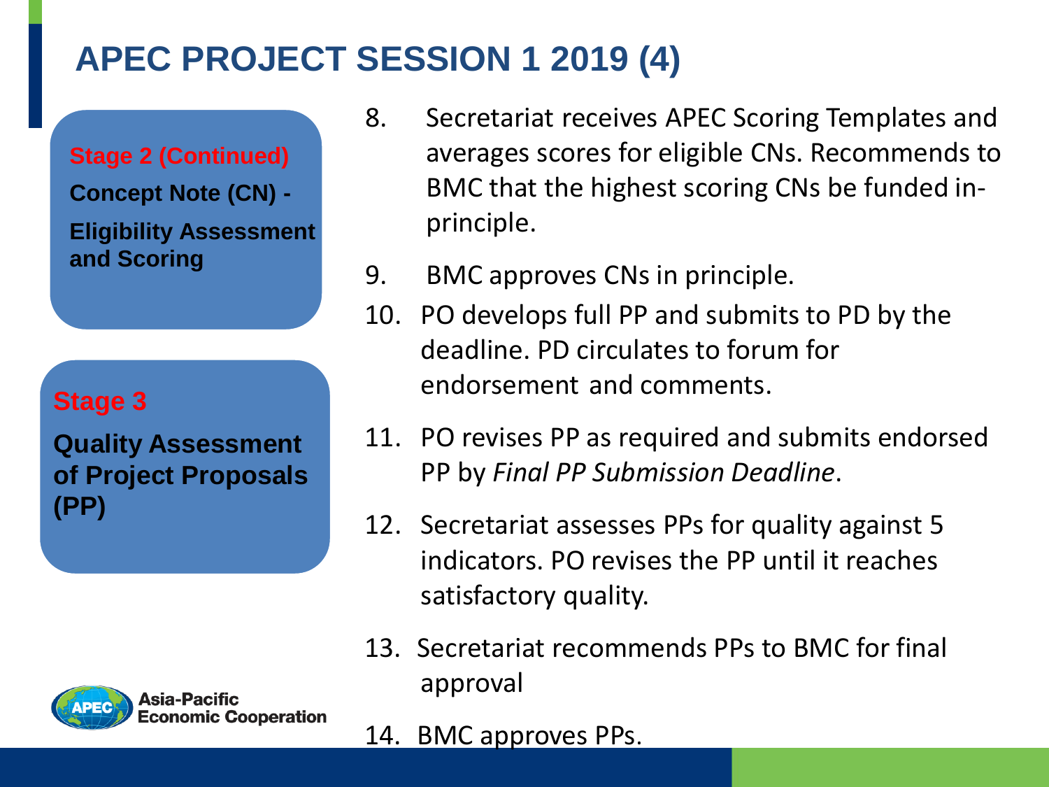# APEC PROJECT SESSION 1 2019 (4)

**Stage 2 (Continued)**

**Concept Note (CN) -**

**Eligibility Assessment and Scoring**

8. Secretariat receives APEC Scoring Templates and averages scores for eligible CNs. Recommends to BMC that the highest scoring CNs be funded in-principle.
9. BMC approves CNs in principle.
10. PO develops full PP and submits to PD by the deadline. PD circulates to forum for endorsement and comments.

**Stage 3**

**Quality Assessment of Project Proposals (PP)**

11. PO revises PP as required and submits endorsed PP by *Final PP Submission Deadline*.
12. Secretariat assesses PPs for quality against 5 indicators. PO revises the PP until it reaches satisfactory quality.
13. Secretariat recommends PPs to BMC for final approval
14. BMC approves PPs.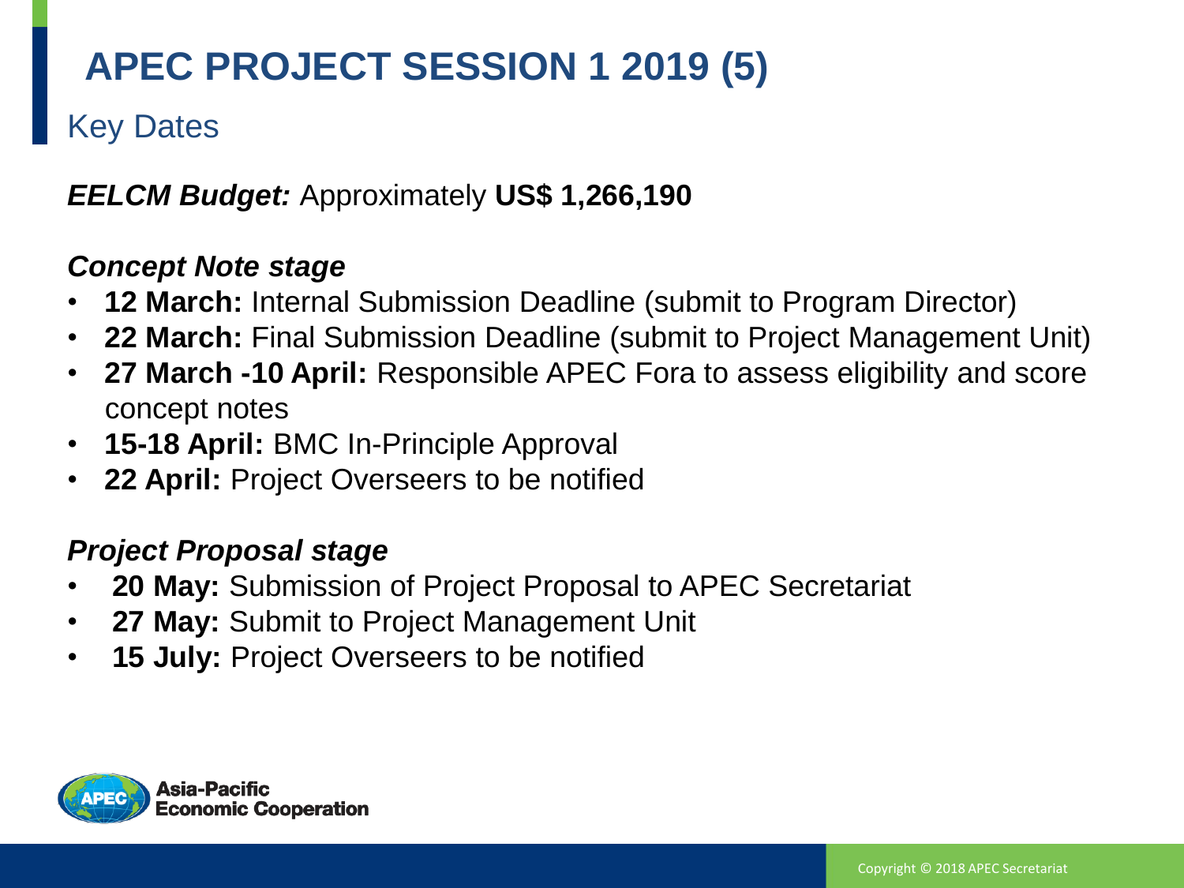# APEC PROJECT SESSION 1 2019 (5)

## Key Dates

***EELCM Budget:*** Approximately **US$ 1,266,190**

***Concept Note stage***

- **12 March:** Internal Submission Deadline (submit to Program Director)
- **22 March:** Final Submission Deadline (submit to Project Management Unit)
- **27 March -10 April:** Responsible APEC Fora to assess eligibility and score concept notes
- **15-18 April:** BMC In-Principle Approval
- **22 April:** Project Overseers to be notified

***Project Proposal stage***

- **20 May:** Submission of Project Proposal to APEC Secretariat
- **27 May:** Submit to Project Management Unit
- **15 July:** Project Overseers to be notified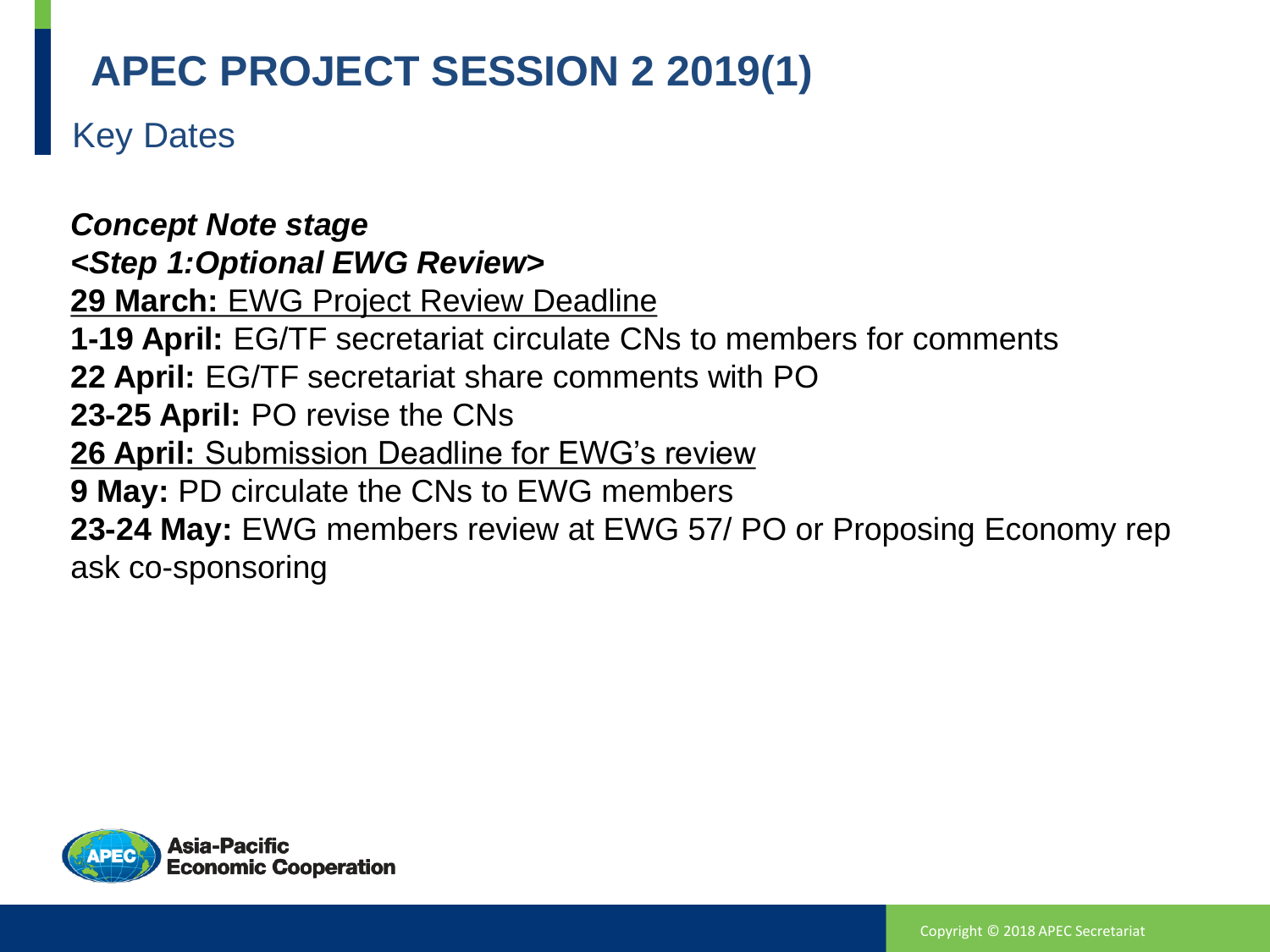# APEC PROJECT SESSION 2 2019(1)

## Key Dates

***Concept Note stage***

***<Step 1:Optional EWG Review>***

**29 March:** EWG Project Review Deadline

**1-19 April:** EG/TF secretariat circulate CNs to members for comments

**22 April:** EG/TF secretariat share comments with PO

**23-25 April:** PO revise the CNs

**26 April:** Submission Deadline for EWG's review

**9 May:** PD circulate the CNs to EWG members

**23-24 May:** EWG members review at EWG 57/ PO or Proposing Economy rep ask co-sponsoring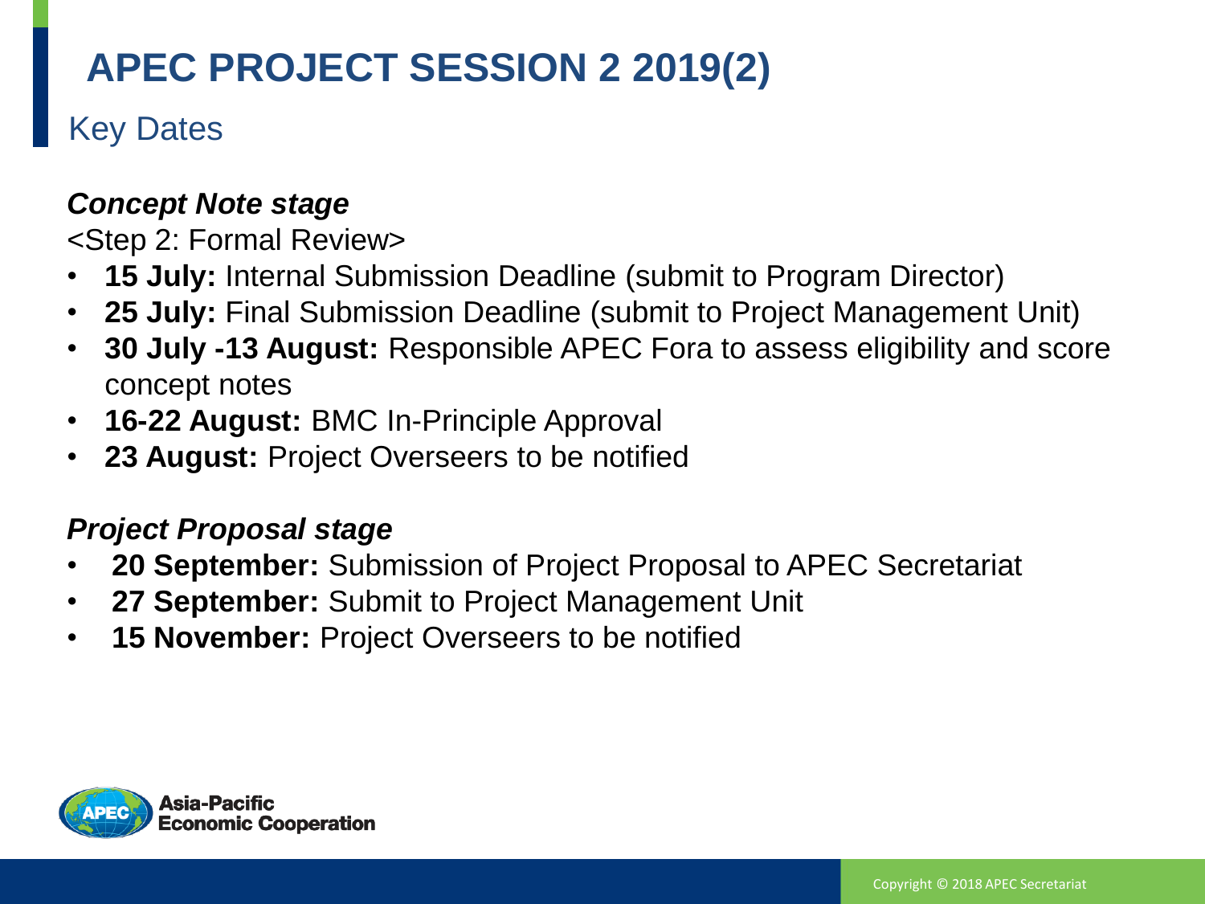# APEC PROJECT SESSION 2 2019(2)

## Key Dates

***Concept Note stage***

<Step 2: Formal Review>

- **15 July:** Internal Submission Deadline (submit to Program Director)
- **25 July:** Final Submission Deadline (submit to Project Management Unit)
- **30 July -13 August:** Responsible APEC Fora to assess eligibility and score concept notes
- **16-22 August:** BMC In-Principle Approval
- **23 August:** Project Overseers to be notified

***Project Proposal stage***

- **20 September:** Submission of Project Proposal to APEC Secretariat
- **27 September:** Submit to Project Management Unit
- **15 November:** Project Overseers to be notified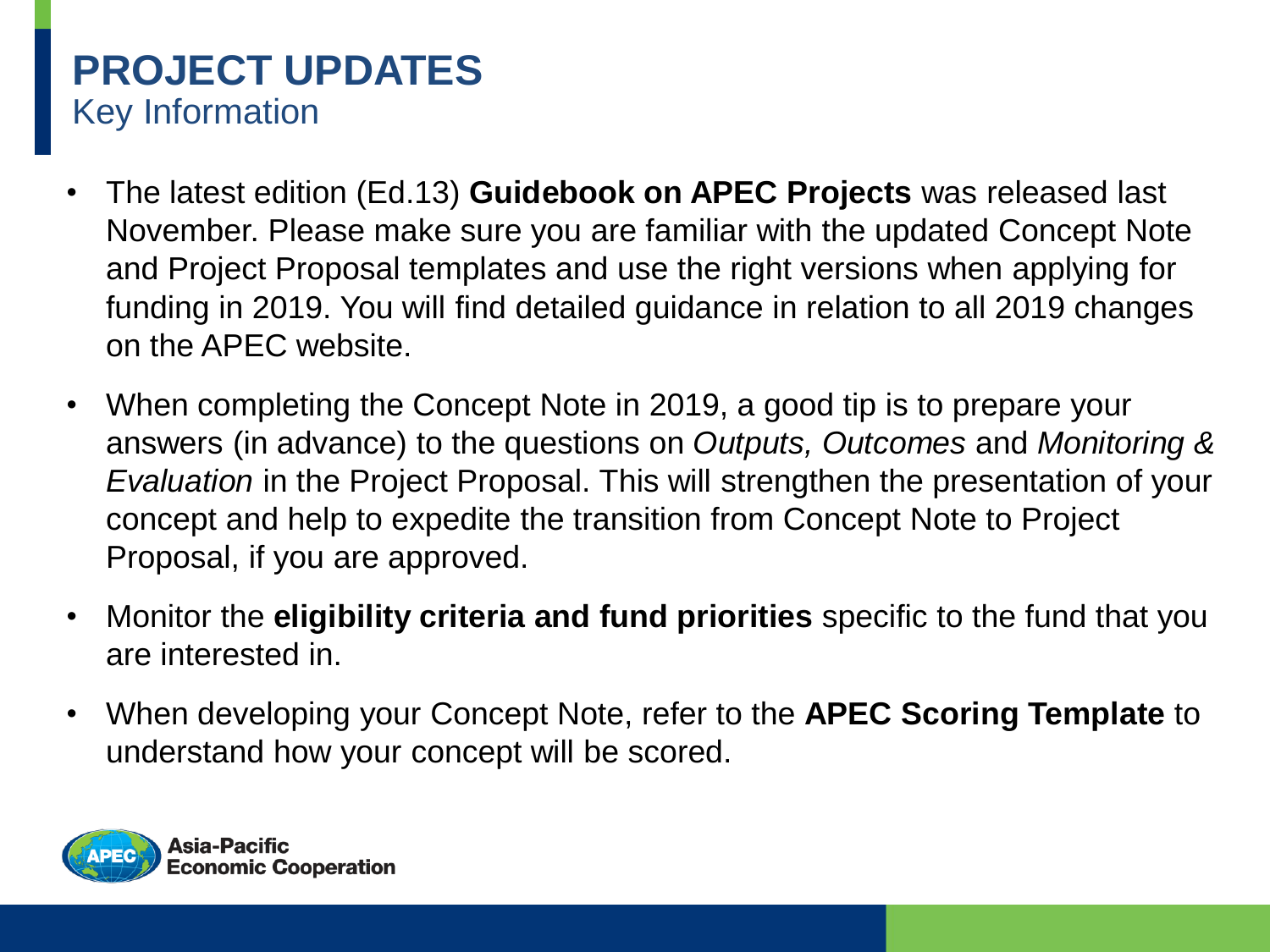# PROJECT UPDATES

## Key Information

- The latest edition (Ed.13) **Guidebook on APEC Projects** was released last November. Please make sure you are familiar with the updated Concept Note and Project Proposal templates and use the right versions when applying for funding in 2019. You will find detailed guidance in relation to all 2019 changes on the APEC website.
- When completing the Concept Note in 2019, a good tip is to prepare your answers (in advance) to the questions on *Outputs, Outcomes* and *Monitoring & Evaluation* in the Project Proposal. This will strengthen the presentation of your concept and help to expedite the transition from Concept Note to Project Proposal, if you are approved.
- Monitor the **eligibility criteria and fund priorities** specific to the fund that you are interested in.
- When developing your Concept Note, refer to the **APEC Scoring Template** to understand how your concept will be scored.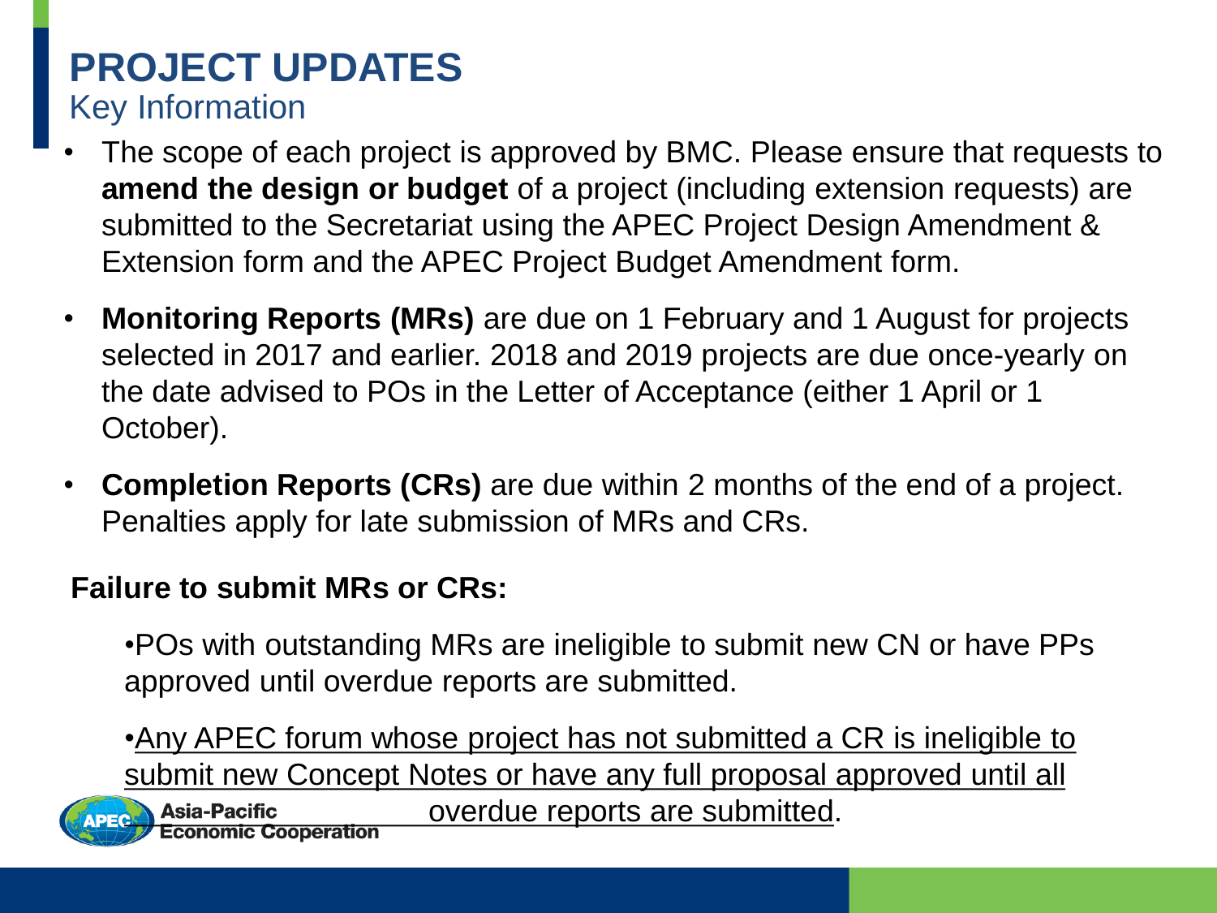# PROJECT UPDATES

## Key Information

- The scope of each project is approved by BMC. Please ensure that requests to **amend the design or budget** of a project (including extension requests) are submitted to the Secretariat using the APEC Project Design Amendment & Extension form and the APEC Project Budget Amendment form.
- **Monitoring Reports (MRs)** are due on 1 February and 1 August for projects selected in 2017 and earlier. 2018 and 2019 projects are due once-yearly on the date advised to POs in the Letter of Acceptance (either 1 April or 1 October).
- **Completion Reports (CRs)** are due within 2 months of the end of a project. Penalties apply for late submission of MRs and CRs.

**Failure to submit MRs or CRs:**

- POs with outstanding MRs are ineligible to submit new CN or have PPs approved until overdue reports are submitted.
- Any APEC forum whose project has not submitted a CR is ineligible to submit new Concept Notes or have any full proposal approved until all overdue reports are submitted.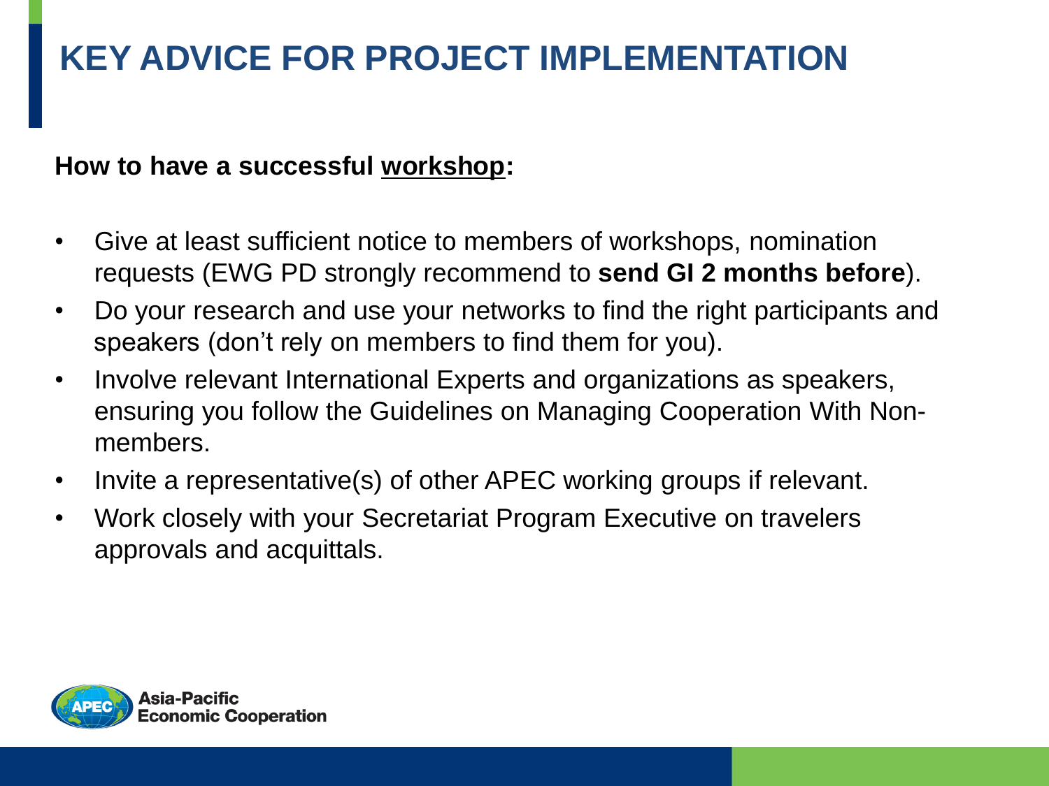# KEY ADVICE FOR PROJECT IMPLEMENTATION

**How to have a successful workshop:**

- Give at least sufficient notice to members of workshops, nomination requests (EWG PD strongly recommend to **send GI 2 months before**).
- Do your research and use your networks to find the right participants and speakers (don't rely on members to find them for you).
- Involve relevant International Experts and organizations as speakers, ensuring you follow the Guidelines on Managing Cooperation With Non-members.
- Invite a representative(s) of other APEC working groups if relevant.
- Work closely with your Secretariat Program Executive on travelers approvals and acquittals.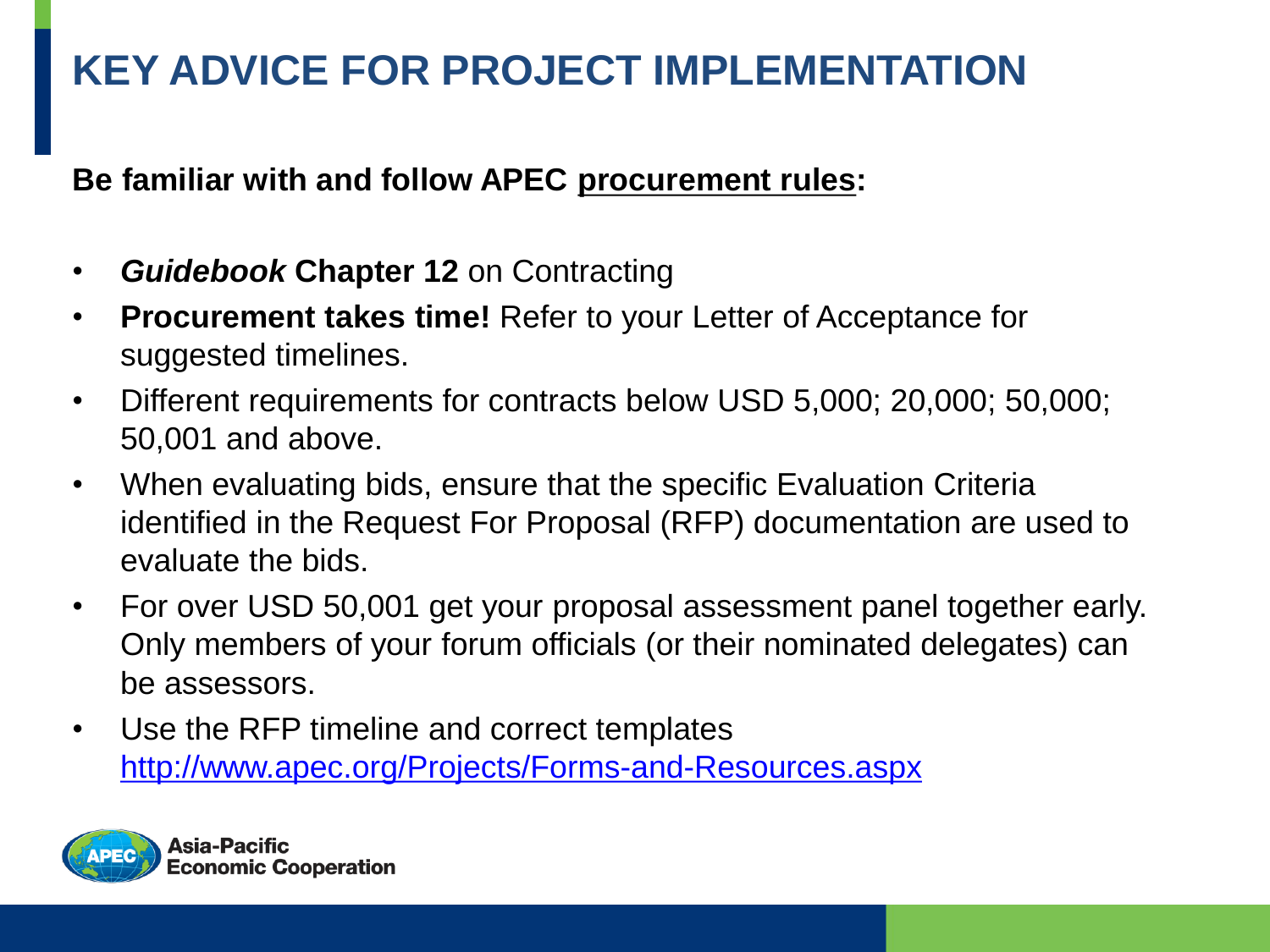# KEY ADVICE FOR PROJECT IMPLEMENTATION

**Be familiar with and follow APEC procurement rules:**

- ***Guidebook* Chapter 12** on Contracting
- **Procurement takes time!** Refer to your Letter of Acceptance for suggested timelines.
- Different requirements for contracts below USD 5,000; 20,000; 50,000; 50,001 and above.
- When evaluating bids, ensure that the specific Evaluation Criteria identified in the Request For Proposal (RFP) documentation are used to evaluate the bids.
- For over USD 50,001 get your proposal assessment panel together early. Only members of your forum officials (or their nominated delegates) can be assessors.
- Use the RFP timeline and correct templates http://www.apec.org/Projects/Forms-and-Resources.aspx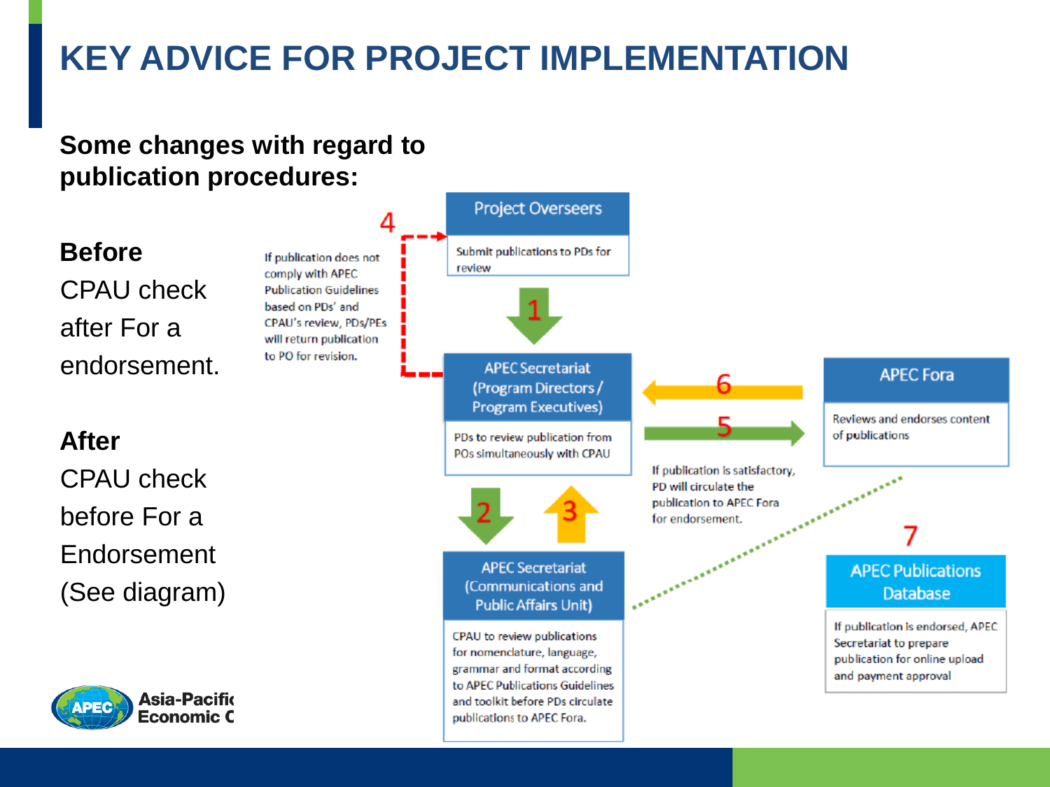# KEY ADVICE FOR PROJECT IMPLEMENTATION

**Some changes with regard to publication procedures:**

**Before**
CPAU check after For a endorsement.

**After**
CPAU check before For a Endorsement (See diagram)

**Project Overseers**
Submit publications to PDs for review

**1**

**APEC Secretariat (Program Directors / Program Executives)**
PDs to review publication from POs simultaneously with CPAU

**2** **3**

**APEC Secretariat (Communications and Public Affairs Unit)**
CPAU to review publications for nomenclature, language, grammar and format according to APEC Publications Guidelines and toolkit before PDs circulate publications to APEC Fora.

**4**
If publication does not comply with APEC Publication Guidelines based on PDs' and CPAU's review, PDs/PEs will return publication to PO for revision.

**5**
If publication is satisfactory, PD will circulate the publication to APEC Fora for endorsement.

**6**

**APEC Fora**
Reviews and endorses content of publications

**7**

**APEC Publications Database**
If publication is endorsed, APEC Secretariat to prepare publication for online upload and payment approval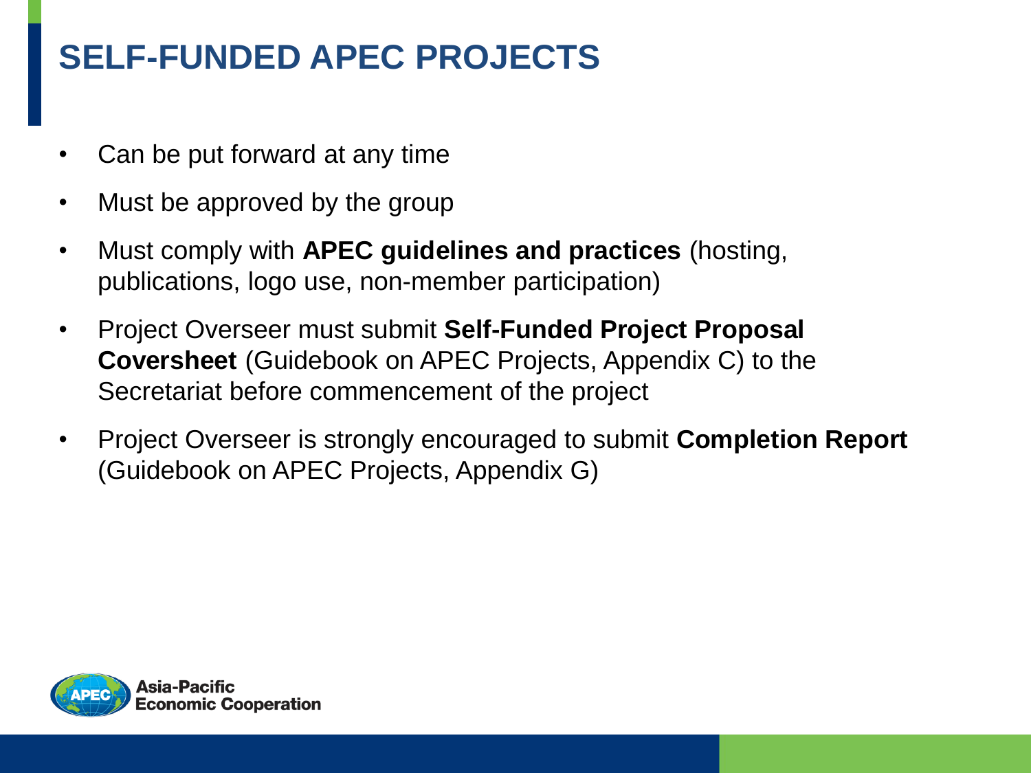# SELF-FUNDED APEC PROJECTS

- Can be put forward at any time
- Must be approved by the group
- Must comply with **APEC guidelines and practices** (hosting, publications, logo use, non-member participation)
- Project Overseer must submit **Self-Funded Project Proposal Coversheet** (Guidebook on APEC Projects, Appendix C) to the Secretariat before commencement of the project
- Project Overseer is strongly encouraged to submit **Completion Report** (Guidebook on APEC Projects, Appendix G)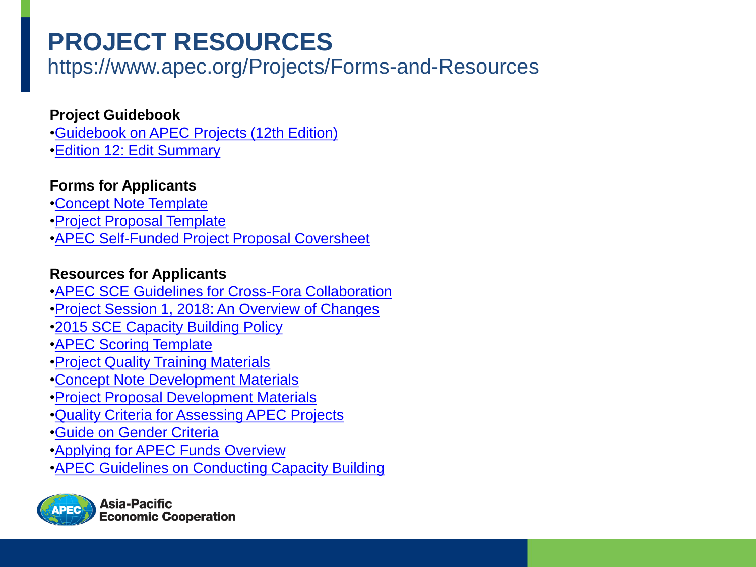# PROJECT RESOURCES

https://www.apec.org/Projects/Forms-and-Resources

**Project Guidebook**

- Guidebook on APEC Projects (12th Edition)
- Edition 12: Edit Summary

**Forms for Applicants**

- Concept Note Template
- Project Proposal Template
- APEC Self-Funded Project Proposal Coversheet

**Resources for Applicants**

- APEC SCE Guidelines for Cross-Fora Collaboration
- Project Session 1, 2018: An Overview of Changes
- 2015 SCE Capacity Building Policy
- APEC Scoring Template
- Project Quality Training Materials
- Concept Note Development Materials
- Project Proposal Development Materials
- Quality Criteria for Assessing APEC Projects
- Guide on Gender Criteria
- Applying for APEC Funds Overview
- APEC Guidelines on Conducting Capacity Building

Asia-Pacific Economic Cooperation